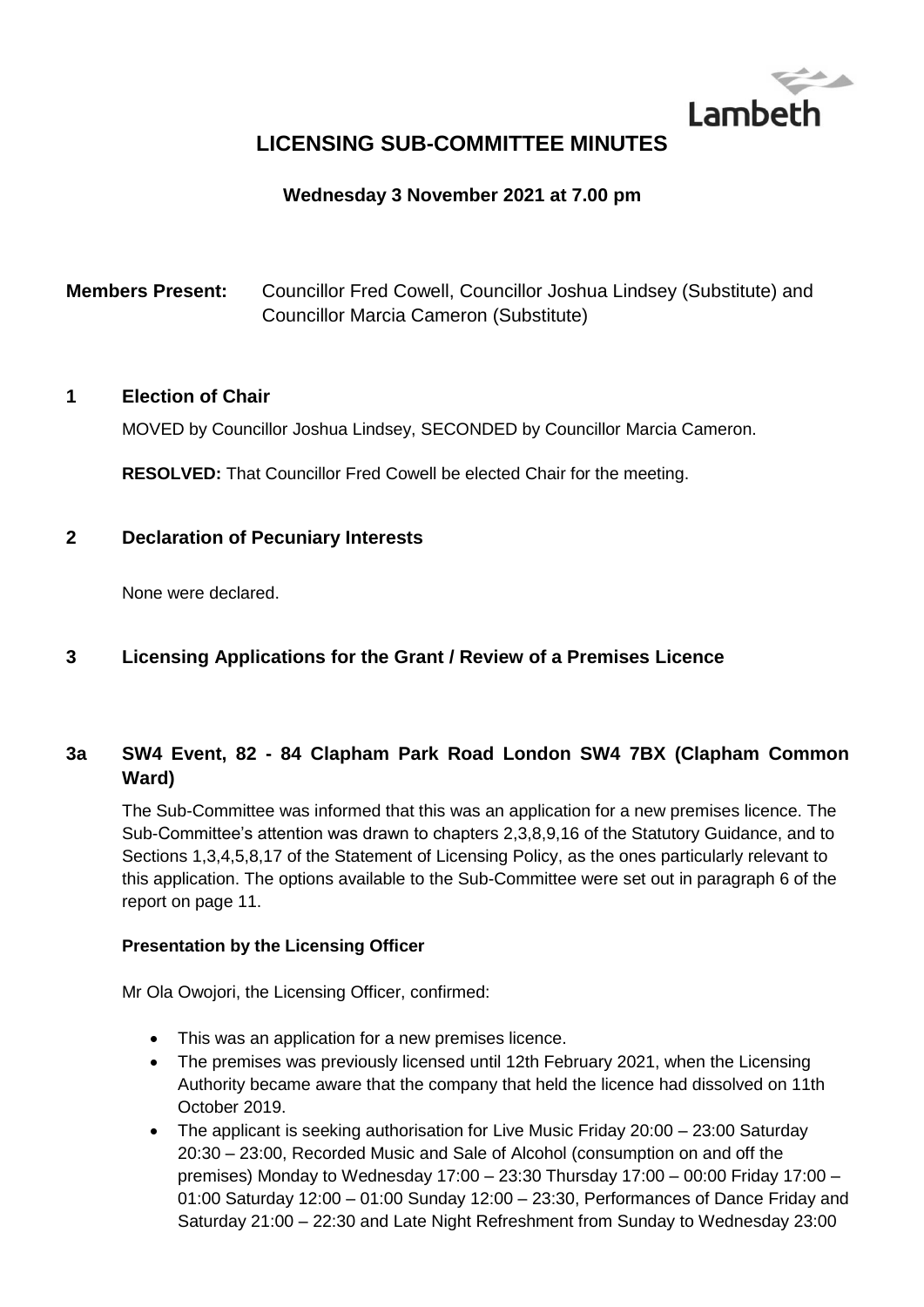Lambeth

# LICENSING SUB-COMMITTEE MINUTES

**Wednesday 3 November 2021 at 7.00 pm**

**Members Present:** Councillor Fred Cowell, Councillor Joshua Lindsey (Substitute) and Councillor Marcia Cameron (Substitute)

## 1 Election of Chair

MOVED by Councillor Joshua Lindsey, SECONDED by Councillor Marcia Cameron.

**RESOLVED:** That Councillor Fred Cowell be elected Chair for the meeting.

## 2 Declaration of Pecuniary Interests

None were declared.

## 3 Licensing Applications for the Grant / Review of a Premises Licence

### 3a SW4 Event, 82 - 84 Clapham Park Road London SW4 7BX (Clapham Common Ward)

The Sub-Committee was informed that this was an application for a new premises licence. The Sub-Committee's attention was drawn to chapters 2,3,8,9,16 of the Statutory Guidance, and to Sections 1,3,4,5,8,17 of the Statement of Licensing Policy, as the ones particularly relevant to this application. The options available to the Sub-Committee were set out in paragraph 6 of the report on page 11.

**Presentation by the Licensing Officer**

Mr Ola Owojori, the Licensing Officer, confirmed:

- This was an application for a new premises licence.
- The premises was previously licensed until 12th February 2021, when the Licensing Authority became aware that the company that held the licence had dissolved on 11th October 2019.
- The applicant is seeking authorisation for Live Music Friday 20:00 – 23:00 Saturday 20:30 – 23:00, Recorded Music and Sale of Alcohol (consumption on and off the premises) Monday to Wednesday 17:00 – 23:30 Thursday 17:00 – 00:00 Friday 17:00 – 01:00 Saturday 12:00 – 01:00 Sunday 12:00 – 23:30, Performances of Dance Friday and Saturday 21:00 – 22:30 and Late Night Refreshment from Sunday to Wednesday 23:00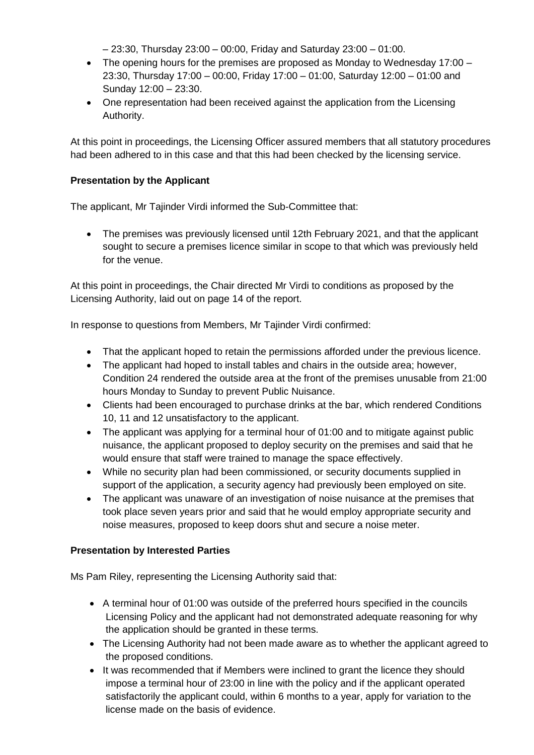– 23:30, Thursday 23:00 – 00:00, Friday and Saturday 23:00 – 01:00.

- The opening hours for the premises are proposed as Monday to Wednesday 17:00 – 23:30, Thursday 17:00 – 00:00, Friday 17:00 – 01:00, Saturday 12:00 – 01:00 and Sunday 12:00 – 23:30.
- One representation had been received against the application from the Licensing Authority.

At this point in proceedings, the Licensing Officer assured members that all statutory procedures had been adhered to in this case and that this had been checked by the licensing service.

**Presentation by the Applicant**

The applicant, Mr Tajinder Virdi informed the Sub-Committee that:

- The premises was previously licensed until 12th February 2021, and that the applicant sought to secure a premises licence similar in scope to that which was previously held for the venue.

At this point in proceedings, the Chair directed Mr Virdi to conditions as proposed by the Licensing Authority, laid out on page 14 of the report.

In response to questions from Members, Mr Tajinder Virdi confirmed:

- That the applicant hoped to retain the permissions afforded under the previous licence.
- The applicant had hoped to install tables and chairs in the outside area; however, Condition 24 rendered the outside area at the front of the premises unusable from 21:00 hours Monday to Sunday to prevent Public Nuisance.
- Clients had been encouraged to purchase drinks at the bar, which rendered Conditions 10, 11 and 12 unsatisfactory to the applicant.
- The applicant was applying for a terminal hour of 01:00 and to mitigate against public nuisance, the applicant proposed to deploy security on the premises and said that he would ensure that staff were trained to manage the space effectively.
- While no security plan had been commissioned, or security documents supplied in support of the application, a security agency had previously been employed on site.
- The applicant was unaware of an investigation of noise nuisance at the premises that took place seven years prior and said that he would employ appropriate security and noise measures, proposed to keep doors shut and secure a noise meter.

**Presentation by Interested Parties**

Ms Pam Riley, representing the Licensing Authority said that:

- A terminal hour of 01:00 was outside of the preferred hours specified in the councils Licensing Policy and the applicant had not demonstrated adequate reasoning for why the application should be granted in these terms.
- The Licensing Authority had not been made aware as to whether the applicant agreed to the proposed conditions.
- It was recommended that if Members were inclined to grant the licence they should impose a terminal hour of 23:00 in line with the policy and if the applicant operated satisfactorily the applicant could, within 6 months to a year, apply for variation to the license made on the basis of evidence.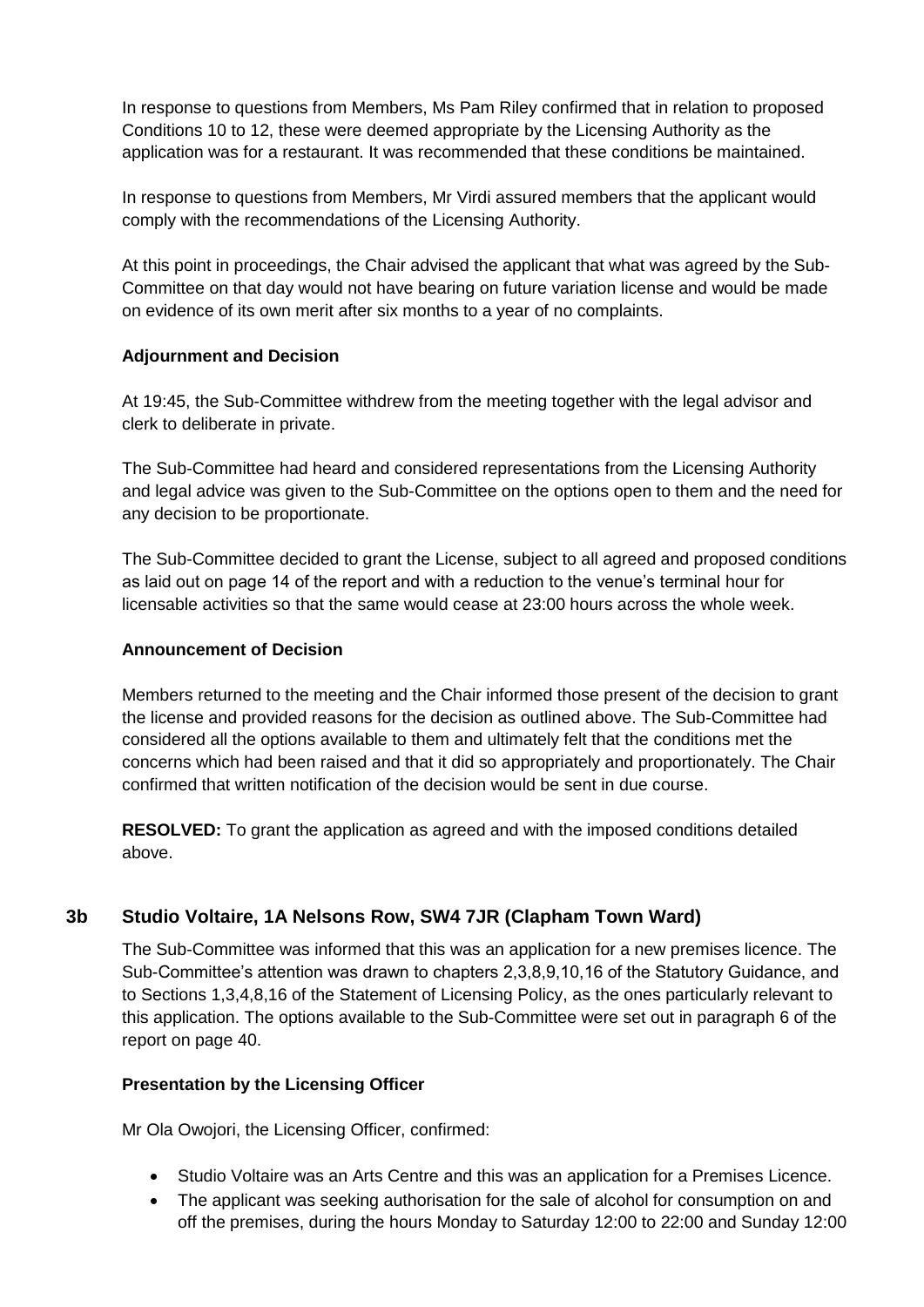In response to questions from Members, Ms Pam Riley confirmed that in relation to proposed Conditions 10 to 12, these were deemed appropriate by the Licensing Authority as the application was for a restaurant. It was recommended that these conditions be maintained.

In response to questions from Members, Mr Virdi assured members that the applicant would comply with the recommendations of the Licensing Authority.

At this point in proceedings, the Chair advised the applicant that what was agreed by the Sub-Committee on that day would not have bearing on future variation license and would be made on evidence of its own merit after six months to a year of no complaints.

**Adjournment and Decision**

At 19:45, the Sub-Committee withdrew from the meeting together with the legal advisor and clerk to deliberate in private.

The Sub-Committee had heard and considered representations from the Licensing Authority and legal advice was given to the Sub-Committee on the options open to them and the need for any decision to be proportionate.

The Sub-Committee decided to grant the License, subject to all agreed and proposed conditions as laid out on page 14 of the report and with a reduction to the venue's terminal hour for licensable activities so that the same would cease at 23:00 hours across the whole week.

**Announcement of Decision**

Members returned to the meeting and the Chair informed those present of the decision to grant the license and provided reasons for the decision as outlined above. The Sub-Committee had considered all the options available to them and ultimately felt that the conditions met the concerns which had been raised and that it did so appropriately and proportionately. The Chair confirmed that written notification of the decision would be sent in due course.

**RESOLVED:** To grant the application as agreed and with the imposed conditions detailed above.

## 3b Studio Voltaire, 1A Nelsons Row, SW4 7JR (Clapham Town Ward)

The Sub-Committee was informed that this was an application for a new premises licence. The Sub-Committee's attention was drawn to chapters 2,3,8,9,10,16 of the Statutory Guidance, and to Sections 1,3,4,8,16 of the Statement of Licensing Policy, as the ones particularly relevant to this application. The options available to the Sub-Committee were set out in paragraph 6 of the report on page 40.

**Presentation by the Licensing Officer**

Mr Ola Owojori, the Licensing Officer, confirmed:

- Studio Voltaire was an Arts Centre and this was an application for a Premises Licence.
- The applicant was seeking authorisation for the sale of alcohol for consumption on and off the premises, during the hours Monday to Saturday 12:00 to 22:00 and Sunday 12:00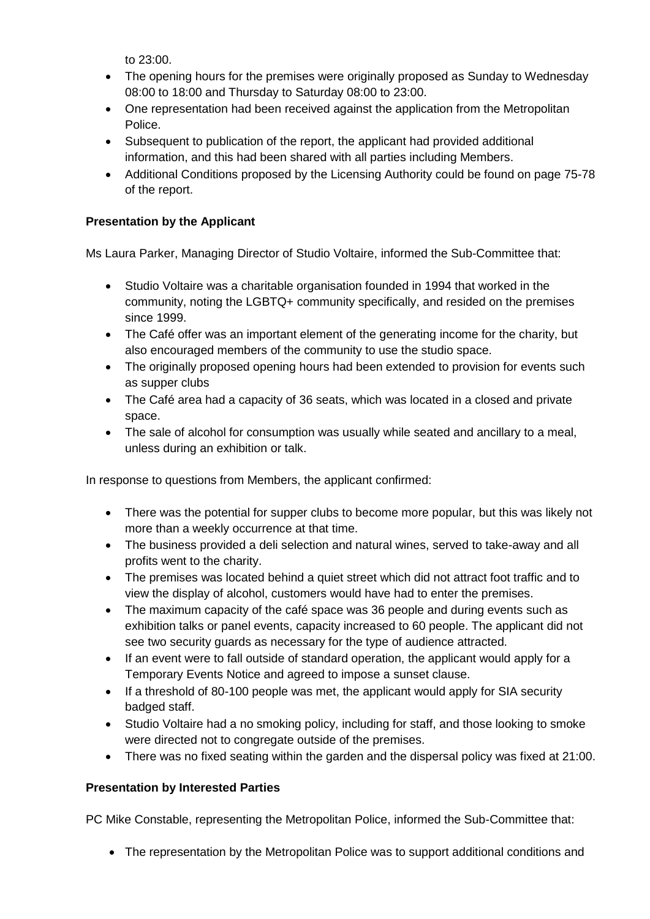to 23:00.

- The opening hours for the premises were originally proposed as Sunday to Wednesday 08:00 to 18:00 and Thursday to Saturday 08:00 to 23:00.
- One representation had been received against the application from the Metropolitan Police.
- Subsequent to publication of the report, the applicant had provided additional information, and this had been shared with all parties including Members.
- Additional Conditions proposed by the Licensing Authority could be found on page 75-78 of the report.

**Presentation by the Applicant**

Ms Laura Parker, Managing Director of Studio Voltaire, informed the Sub-Committee that:

- Studio Voltaire was a charitable organisation founded in 1994 that worked in the community, noting the LGBTQ+ community specifically, and resided on the premises since 1999.
- The Café offer was an important element of the generating income for the charity, but also encouraged members of the community to use the studio space.
- The originally proposed opening hours had been extended to provision for events such as supper clubs
- The Café area had a capacity of 36 seats, which was located in a closed and private space.
- The sale of alcohol for consumption was usually while seated and ancillary to a meal, unless during an exhibition or talk.

In response to questions from Members, the applicant confirmed:

- There was the potential for supper clubs to become more popular, but this was likely not more than a weekly occurrence at that time.
- The business provided a deli selection and natural wines, served to take-away and all profits went to the charity.
- The premises was located behind a quiet street which did not attract foot traffic and to view the display of alcohol, customers would have had to enter the premises.
- The maximum capacity of the café space was 36 people and during events such as exhibition talks or panel events, capacity increased to 60 people. The applicant did not see two security guards as necessary for the type of audience attracted.
- If an event were to fall outside of standard operation, the applicant would apply for a Temporary Events Notice and agreed to impose a sunset clause.
- If a threshold of 80-100 people was met, the applicant would apply for SIA security badged staff.
- Studio Voltaire had a no smoking policy, including for staff, and those looking to smoke were directed not to congregate outside of the premises.
- There was no fixed seating within the garden and the dispersal policy was fixed at 21:00.

**Presentation by Interested Parties**

PC Mike Constable, representing the Metropolitan Police, informed the Sub-Committee that:

- The representation by the Metropolitan Police was to support additional conditions and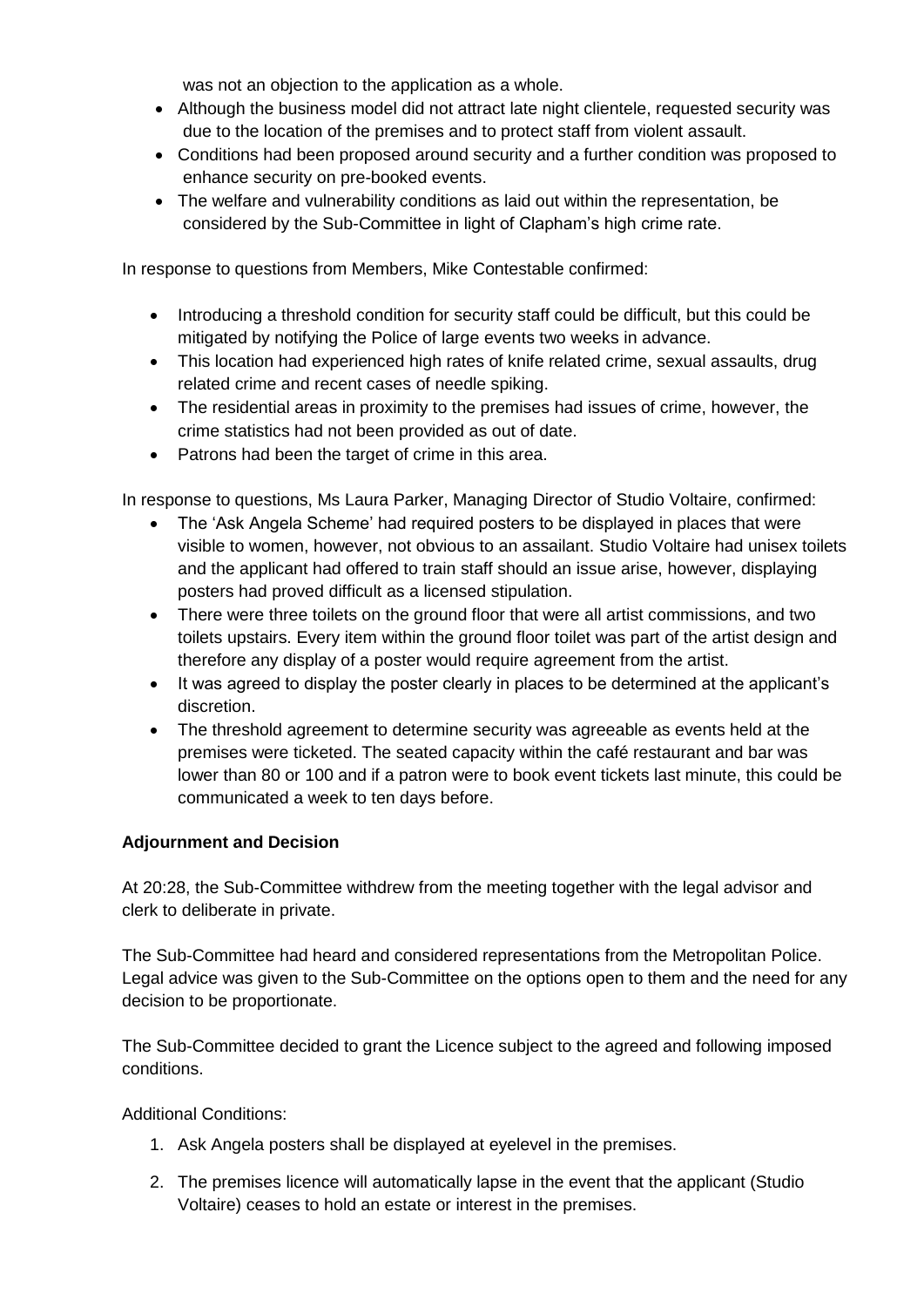was not an objection to the application as a whole.

- Although the business model did not attract late night clientele, requested security was due to the location of the premises and to protect staff from violent assault.
- Conditions had been proposed around security and a further condition was proposed to enhance security on pre-booked events.
- The welfare and vulnerability conditions as laid out within the representation, be considered by the Sub-Committee in light of Clapham's high crime rate.

In response to questions from Members, Mike Contestable confirmed:

- Introducing a threshold condition for security staff could be difficult, but this could be mitigated by notifying the Police of large events two weeks in advance.
- This location had experienced high rates of knife related crime, sexual assaults, drug related crime and recent cases of needle spiking.
- The residential areas in proximity to the premises had issues of crime, however, the crime statistics had not been provided as out of date.
- Patrons had been the target of crime in this area.

In response to questions, Ms Laura Parker, Managing Director of Studio Voltaire, confirmed:

- The 'Ask Angela Scheme' had required posters to be displayed in places that were visible to women, however, not obvious to an assailant. Studio Voltaire had unisex toilets and the applicant had offered to train staff should an issue arise, however, displaying posters had proved difficult as a licensed stipulation.
- There were three toilets on the ground floor that were all artist commissions, and two toilets upstairs. Every item within the ground floor toilet was part of the artist design and therefore any display of a poster would require agreement from the artist.
- It was agreed to display the poster clearly in places to be determined at the applicant's discretion.
- The threshold agreement to determine security was agreeable as events held at the premises were ticketed. The seated capacity within the café restaurant and bar was lower than 80 or 100 and if a patron were to book event tickets last minute, this could be communicated a week to ten days before.

**Adjournment and Decision**

At 20:28, the Sub-Committee withdrew from the meeting together with the legal advisor and clerk to deliberate in private.

The Sub-Committee had heard and considered representations from the Metropolitan Police. Legal advice was given to the Sub-Committee on the options open to them and the need for any decision to be proportionate.

The Sub-Committee decided to grant the Licence subject to the agreed and following imposed conditions.

Additional Conditions:

1. Ask Angela posters shall be displayed at eyelevel in the premises.
2. The premises licence will automatically lapse in the event that the applicant (Studio Voltaire) ceases to hold an estate or interest in the premises.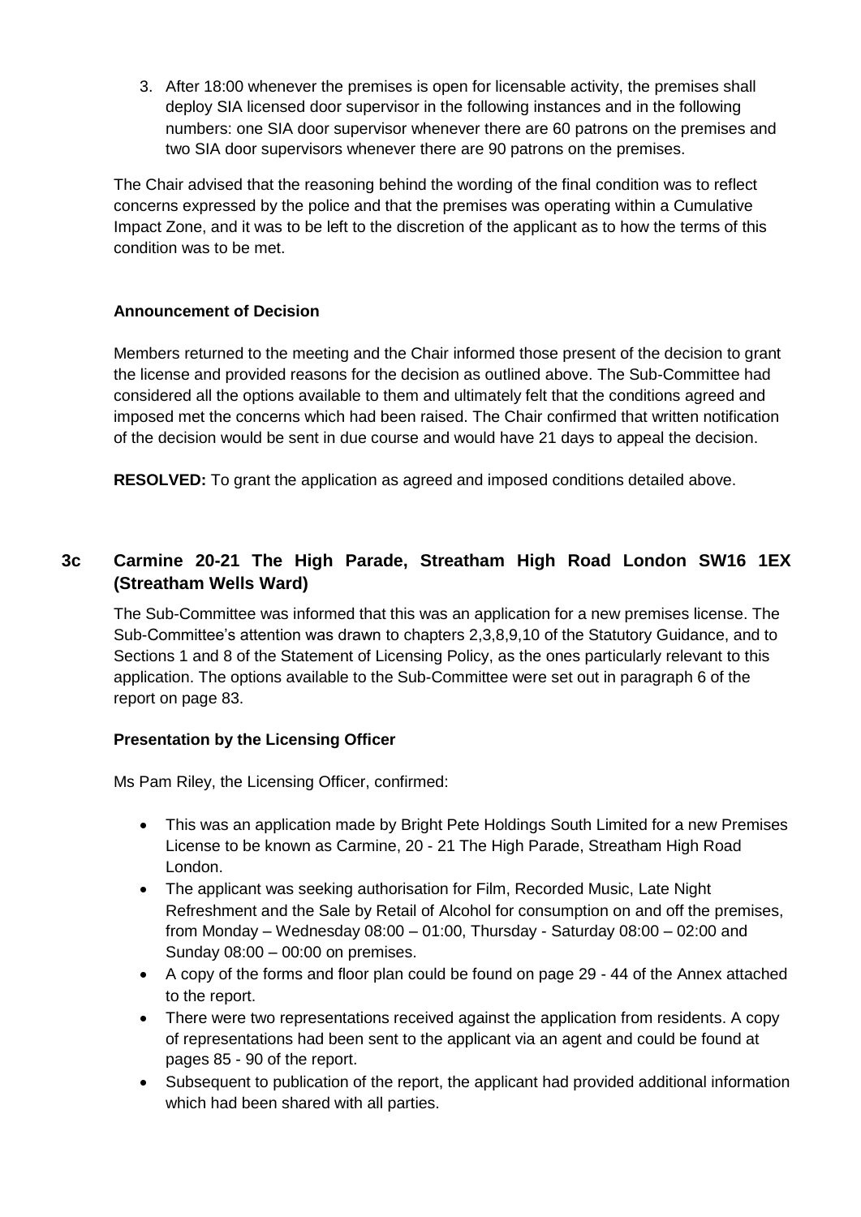3. After 18:00 whenever the premises is open for licensable activity, the premises shall deploy SIA licensed door supervisor in the following instances and in the following numbers: one SIA door supervisor whenever there are 60 patrons on the premises and two SIA door supervisors whenever there are 90 patrons on the premises.

The Chair advised that the reasoning behind the wording of the final condition was to reflect concerns expressed by the police and that the premises was operating within a Cumulative Impact Zone, and it was to be left to the discretion of the applicant as to how the terms of this condition was to be met.

**Announcement of Decision**

Members returned to the meeting and the Chair informed those present of the decision to grant the license and provided reasons for the decision as outlined above. The Sub-Committee had considered all the options available to them and ultimately felt that the conditions agreed and imposed met the concerns which had been raised. The Chair confirmed that written notification of the decision would be sent in due course and would have 21 days to appeal the decision.

**RESOLVED:** To grant the application as agreed and imposed conditions detailed above.

## 3c Carmine 20-21 The High Parade, Streatham High Road London SW16 1EX (Streatham Wells Ward)

The Sub-Committee was informed that this was an application for a new premises license. The Sub-Committee's attention was drawn to chapters 2,3,8,9,10 of the Statutory Guidance, and to Sections 1 and 8 of the Statement of Licensing Policy, as the ones particularly relevant to this application. The options available to the Sub-Committee were set out in paragraph 6 of the report on page 83.

**Presentation by the Licensing Officer**

Ms Pam Riley, the Licensing Officer, confirmed:

- This was an application made by Bright Pete Holdings South Limited for a new Premises License to be known as Carmine, 20 - 21 The High Parade, Streatham High Road London.
- The applicant was seeking authorisation for Film, Recorded Music, Late Night Refreshment and the Sale by Retail of Alcohol for consumption on and off the premises, from Monday – Wednesday 08:00 – 01:00, Thursday - Saturday 08:00 – 02:00 and Sunday 08:00 – 00:00 on premises.
- A copy of the forms and floor plan could be found on page 29 - 44 of the Annex attached to the report.
- There were two representations received against the application from residents. A copy of representations had been sent to the applicant via an agent and could be found at pages 85 - 90 of the report.
- Subsequent to publication of the report, the applicant had provided additional information which had been shared with all parties.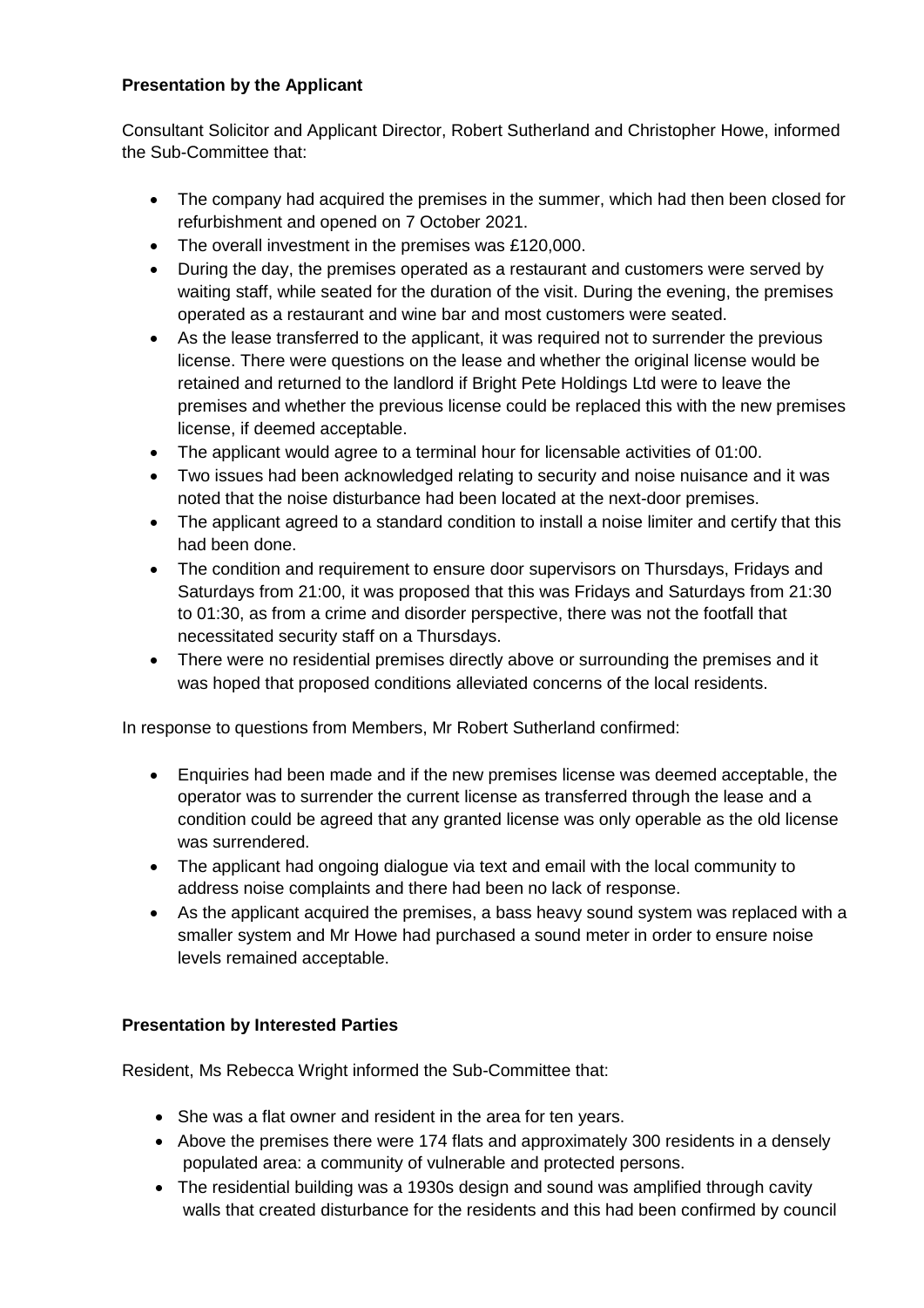**Presentation by the Applicant**

Consultant Solicitor and Applicant Director, Robert Sutherland and Christopher Howe, informed the Sub-Committee that:

- The company had acquired the premises in the summer, which had then been closed for refurbishment and opened on 7 October 2021.
- The overall investment in the premises was £120,000.
- During the day, the premises operated as a restaurant and customers were served by waiting staff, while seated for the duration of the visit. During the evening, the premises operated as a restaurant and wine bar and most customers were seated.
- As the lease transferred to the applicant, it was required not to surrender the previous license. There were questions on the lease and whether the original license would be retained and returned to the landlord if Bright Pete Holdings Ltd were to leave the premises and whether the previous license could be replaced this with the new premises license, if deemed acceptable.
- The applicant would agree to a terminal hour for licensable activities of 01:00.
- Two issues had been acknowledged relating to security and noise nuisance and it was noted that the noise disturbance had been located at the next-door premises.
- The applicant agreed to a standard condition to install a noise limiter and certify that this had been done.
- The condition and requirement to ensure door supervisors on Thursdays, Fridays and Saturdays from 21:00, it was proposed that this was Fridays and Saturdays from 21:30 to 01:30, as from a crime and disorder perspective, there was not the footfall that necessitated security staff on a Thursdays.
- There were no residential premises directly above or surrounding the premises and it was hoped that proposed conditions alleviated concerns of the local residents.

In response to questions from Members, Mr Robert Sutherland confirmed:

- Enquiries had been made and if the new premises license was deemed acceptable, the operator was to surrender the current license as transferred through the lease and a condition could be agreed that any granted license was only operable as the old license was surrendered.
- The applicant had ongoing dialogue via text and email with the local community to address noise complaints and there had been no lack of response.
- As the applicant acquired the premises, a bass heavy sound system was replaced with a smaller system and Mr Howe had purchased a sound meter in order to ensure noise levels remained acceptable.

**Presentation by Interested Parties**

Resident, Ms Rebecca Wright informed the Sub-Committee that:

- She was a flat owner and resident in the area for ten years.
- Above the premises there were 174 flats and approximately 300 residents in a densely populated area: a community of vulnerable and protected persons.
- The residential building was a 1930s design and sound was amplified through cavity walls that created disturbance for the residents and this had been confirmed by council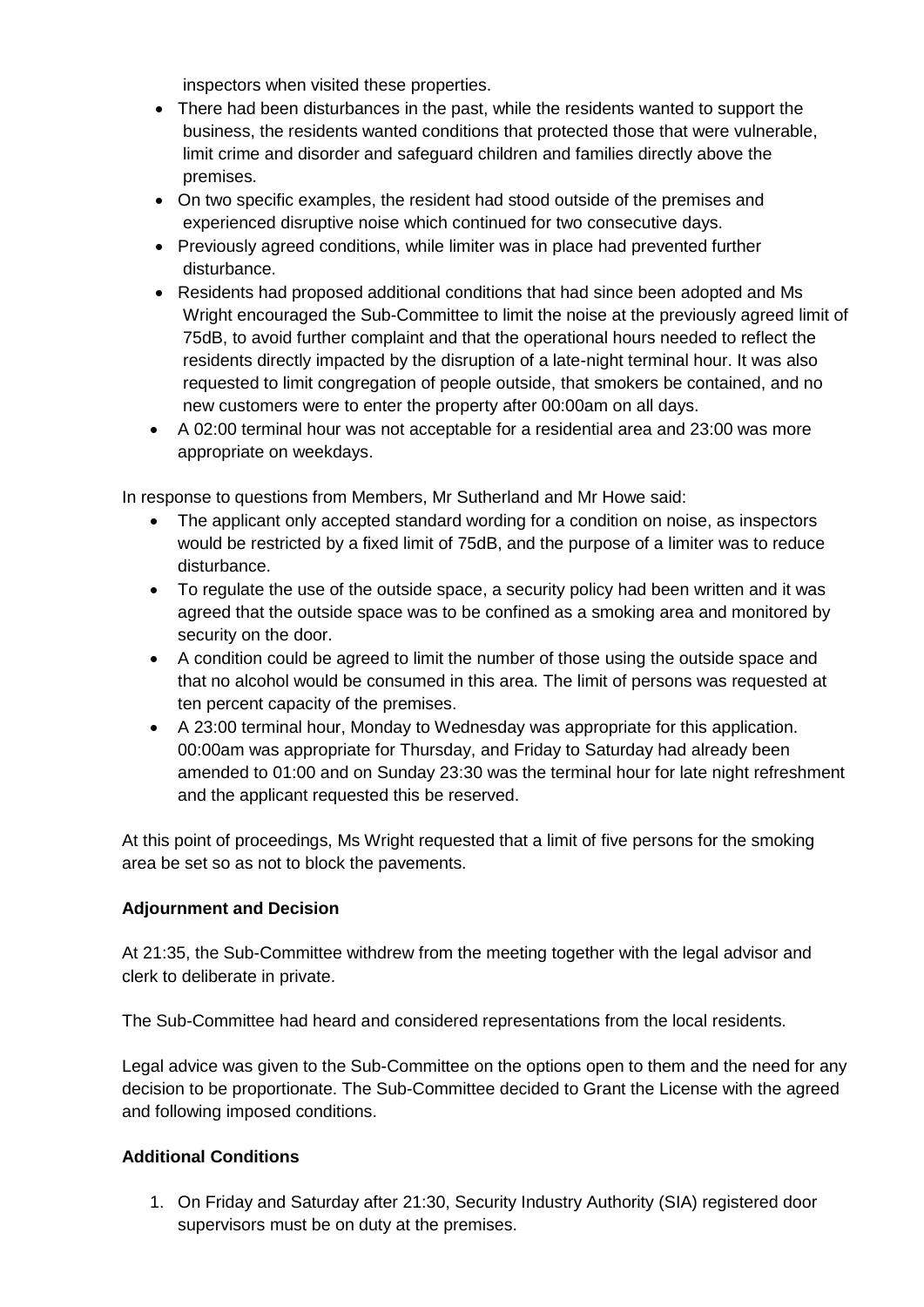inspectors when visited these properties.

- There had been disturbances in the past, while the residents wanted to support the business, the residents wanted conditions that protected those that were vulnerable, limit crime and disorder and safeguard children and families directly above the premises.
- On two specific examples, the resident had stood outside of the premises and experienced disruptive noise which continued for two consecutive days.
- Previously agreed conditions, while limiter was in place had prevented further disturbance.
- Residents had proposed additional conditions that had since been adopted and Ms Wright encouraged the Sub-Committee to limit the noise at the previously agreed limit of 75dB, to avoid further complaint and that the operational hours needed to reflect the residents directly impacted by the disruption of a late-night terminal hour. It was also requested to limit congregation of people outside, that smokers be contained, and no new customers were to enter the property after 00:00am on all days.
- A 02:00 terminal hour was not acceptable for a residential area and 23:00 was more appropriate on weekdays.

In response to questions from Members, Mr Sutherland and Mr Howe said:

- The applicant only accepted standard wording for a condition on noise, as inspectors would be restricted by a fixed limit of 75dB, and the purpose of a limiter was to reduce disturbance.
- To regulate the use of the outside space, a security policy had been written and it was agreed that the outside space was to be confined as a smoking area and monitored by security on the door.
- A condition could be agreed to limit the number of those using the outside space and that no alcohol would be consumed in this area. The limit of persons was requested at ten percent capacity of the premises.
- A 23:00 terminal hour, Monday to Wednesday was appropriate for this application. 00:00am was appropriate for Thursday, and Friday to Saturday had already been amended to 01:00 and on Sunday 23:30 was the terminal hour for late night refreshment and the applicant requested this be reserved.

At this point of proceedings, Ms Wright requested that a limit of five persons for the smoking area be set so as not to block the pavements.

**Adjournment and Decision**

At 21:35, the Sub-Committee withdrew from the meeting together with the legal advisor and clerk to deliberate in private.

The Sub-Committee had heard and considered representations from the local residents.

Legal advice was given to the Sub-Committee on the options open to them and the need for any decision to be proportionate. The Sub-Committee decided to Grant the License with the agreed and following imposed conditions.

**Additional Conditions**

1. On Friday and Saturday after 21:30, Security Industry Authority (SIA) registered door supervisors must be on duty at the premises.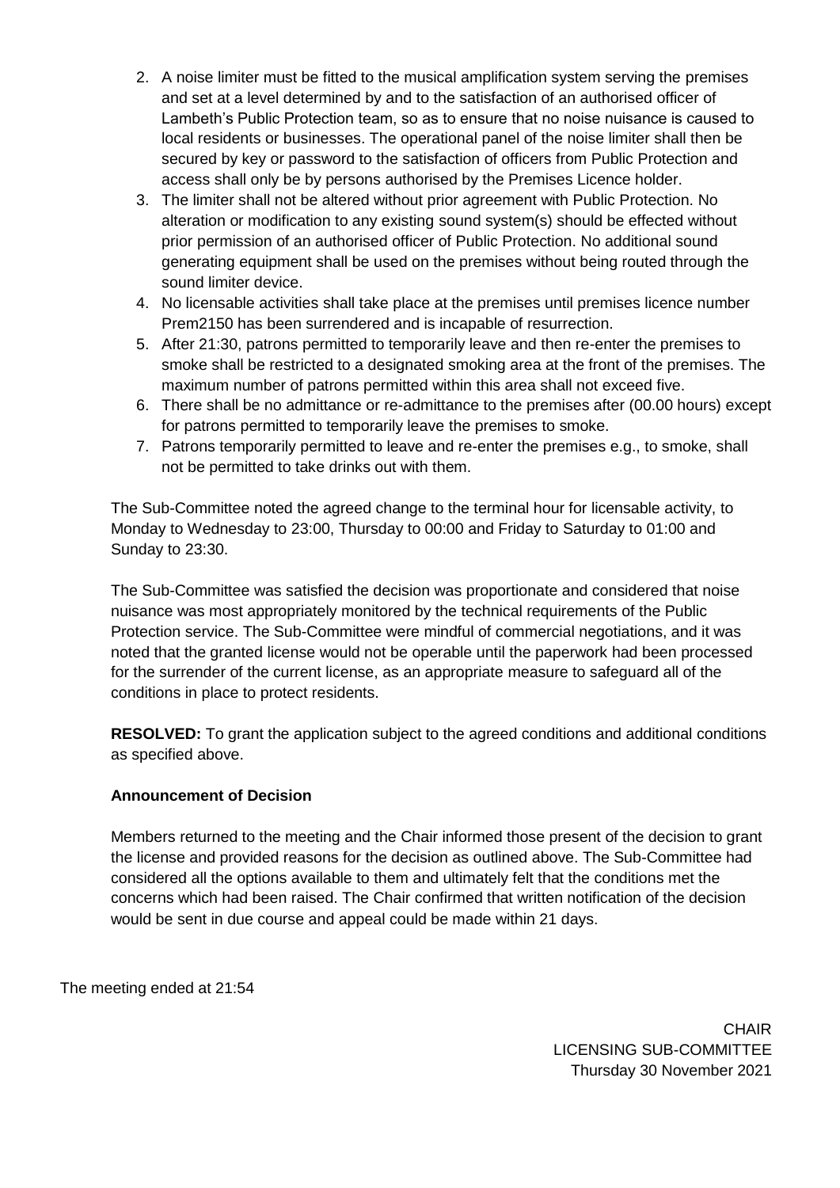2. A noise limiter must be fitted to the musical amplification system serving the premises and set at a level determined by and to the satisfaction of an authorised officer of Lambeth's Public Protection team, so as to ensure that no noise nuisance is caused to local residents or businesses. The operational panel of the noise limiter shall then be secured by key or password to the satisfaction of officers from Public Protection and access shall only be by persons authorised by the Premises Licence holder.
3. The limiter shall not be altered without prior agreement with Public Protection. No alteration or modification to any existing sound system(s) should be effected without prior permission of an authorised officer of Public Protection. No additional sound generating equipment shall be used on the premises without being routed through the sound limiter device.
4. No licensable activities shall take place at the premises until premises licence number Prem2150 has been surrendered and is incapable of resurrection.
5. After 21:30, patrons permitted to temporarily leave and then re-enter the premises to smoke shall be restricted to a designated smoking area at the front of the premises. The maximum number of patrons permitted within this area shall not exceed five.
6. There shall be no admittance or re-admittance to the premises after (00.00 hours) except for patrons permitted to temporarily leave the premises to smoke.
7. Patrons temporarily permitted to leave and re-enter the premises e.g., to smoke, shall not be permitted to take drinks out with them.

The Sub-Committee noted the agreed change to the terminal hour for licensable activity, to Monday to Wednesday to 23:00, Thursday to 00:00 and Friday to Saturday to 01:00 and Sunday to 23:30.

The Sub-Committee was satisfied the decision was proportionate and considered that noise nuisance was most appropriately monitored by the technical requirements of the Public Protection service. The Sub-Committee were mindful of commercial negotiations, and it was noted that the granted license would not be operable until the paperwork had been processed for the surrender of the current license, as an appropriate measure to safeguard all of the conditions in place to protect residents.

**RESOLVED:** To grant the application subject to the agreed conditions and additional conditions as specified above.

**Announcement of Decision**

Members returned to the meeting and the Chair informed those present of the decision to grant the license and provided reasons for the decision as outlined above. The Sub-Committee had considered all the options available to them and ultimately felt that the conditions met the concerns which had been raised. The Chair confirmed that written notification of the decision would be sent in due course and appeal could be made within 21 days.

The meeting ended at 21:54

CHAIR
LICENSING SUB-COMMITTEE
Thursday 30 November 2021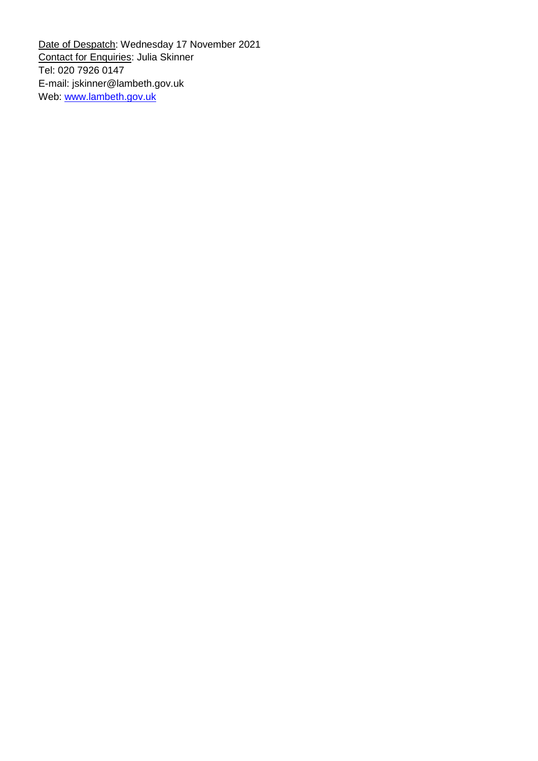Date of Despatch: Wednesday 17 November 2021
Contact for Enquiries: Julia Skinner
Tel: 020 7926 0147
E-mail: jskinner@lambeth.gov.uk
Web: [www.lambeth.gov.uk](http://www.lambeth.gov.uk)